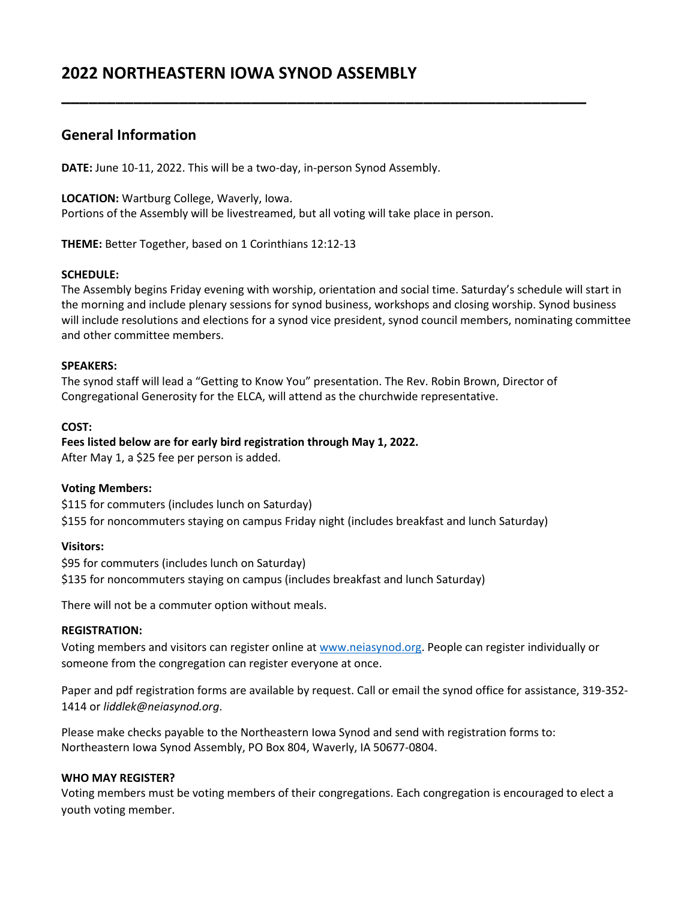# 2022 NORTHEASTERN IOWA SYNOD ASSEMBLY

---

## General Information

**DATE:** June 10-11, 2022. This will be a two-day, in-person Synod Assembly.

**LOCATION:** Wartburg College, Waverly, Iowa.
Portions of the Assembly will be livestreamed, but all voting will take place in person.

**THEME:** Better Together, based on 1 Corinthians 12:12-13

**SCHEDULE:**
The Assembly begins Friday evening with worship, orientation and social time. Saturday's schedule will start in the morning and include plenary sessions for synod business, workshops and closing worship. Synod business will include resolutions and elections for a synod vice president, synod council members, nominating committee and other committee members.

**SPEAKERS:**
The synod staff will lead a "Getting to Know You" presentation. The Rev. Robin Brown, Director of Congregational Generosity for the ELCA, will attend as the churchwide representative.

**COST:**
**Fees listed below are for early bird registration through May 1, 2022.**
After May 1, a $25 fee per person is added.

**Voting Members:**
$115 for commuters (includes lunch on Saturday)
$155 for noncommuters staying on campus Friday night (includes breakfast and lunch Saturday)

**Visitors:**
$95 for commuters (includes lunch on Saturday)
$135 for noncommuters staying on campus (includes breakfast and lunch Saturday)

There will not be a commuter option without meals.

**REGISTRATION:**
Voting members and visitors can register online at www.neiasynod.org. People can register individually or someone from the congregation can register everyone at once.

Paper and pdf registration forms are available by request. Call or email the synod office for assistance, 319-352-1414 or *liddlek@neiasynod.org*.

Please make checks payable to the Northeastern Iowa Synod and send with registration forms to:
Northeastern Iowa Synod Assembly, PO Box 804, Waverly, IA 50677-0804.

**WHO MAY REGISTER?**
Voting members must be voting members of their congregations. Each congregation is encouraged to elect a youth voting member.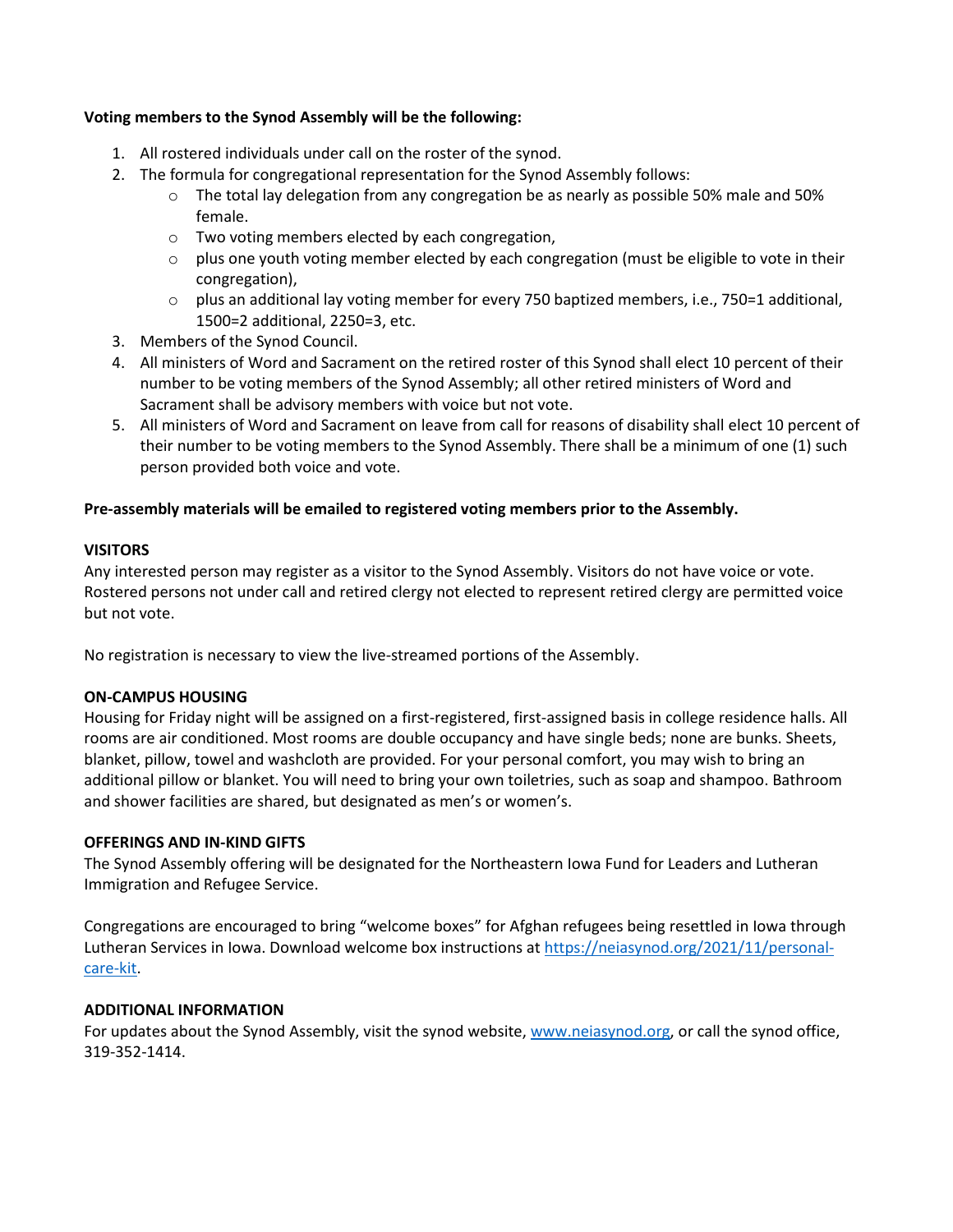**Voting members to the Synod Assembly will be the following:**

1. All rostered individuals under call on the roster of the synod.
2. The formula for congregational representation for the Synod Assembly follows:
   - The total lay delegation from any congregation be as nearly as possible 50% male and 50% female.
   - Two voting members elected by each congregation,
   - plus one youth voting member elected by each congregation (must be eligible to vote in their congregation),
   - plus an additional lay voting member for every 750 baptized members, i.e., 750=1 additional, 1500=2 additional, 2250=3, etc.
3. Members of the Synod Council.
4. All ministers of Word and Sacrament on the retired roster of this Synod shall elect 10 percent of their number to be voting members of the Synod Assembly; all other retired ministers of Word and Sacrament shall be advisory members with voice but not vote.
5. All ministers of Word and Sacrament on leave from call for reasons of disability shall elect 10 percent of their number to be voting members to the Synod Assembly. There shall be a minimum of one (1) such person provided both voice and vote.

**Pre-assembly materials will be emailed to registered voting members prior to the Assembly.**

**VISITORS**

Any interested person may register as a visitor to the Synod Assembly. Visitors do not have voice or vote. Rostered persons not under call and retired clergy not elected to represent retired clergy are permitted voice but not vote.

No registration is necessary to view the live-streamed portions of the Assembly.

**ON-CAMPUS HOUSING**

Housing for Friday night will be assigned on a first-registered, first-assigned basis in college residence halls. All rooms are air conditioned. Most rooms are double occupancy and have single beds; none are bunks. Sheets, blanket, pillow, towel and washcloth are provided. For your personal comfort, you may wish to bring an additional pillow or blanket. You will need to bring your own toiletries, such as soap and shampoo. Bathroom and shower facilities are shared, but designated as men's or women's.

**OFFERINGS AND IN-KIND GIFTS**

The Synod Assembly offering will be designated for the Northeastern Iowa Fund for Leaders and Lutheran Immigration and Refugee Service.

Congregations are encouraged to bring "welcome boxes" for Afghan refugees being resettled in Iowa through Lutheran Services in Iowa. Download welcome box instructions at https://neiasynod.org/2021/11/personal-care-kit.

**ADDITIONAL INFORMATION**

For updates about the Synod Assembly, visit the synod website, www.neiasynod.org, or call the synod office, 319-352-1414.